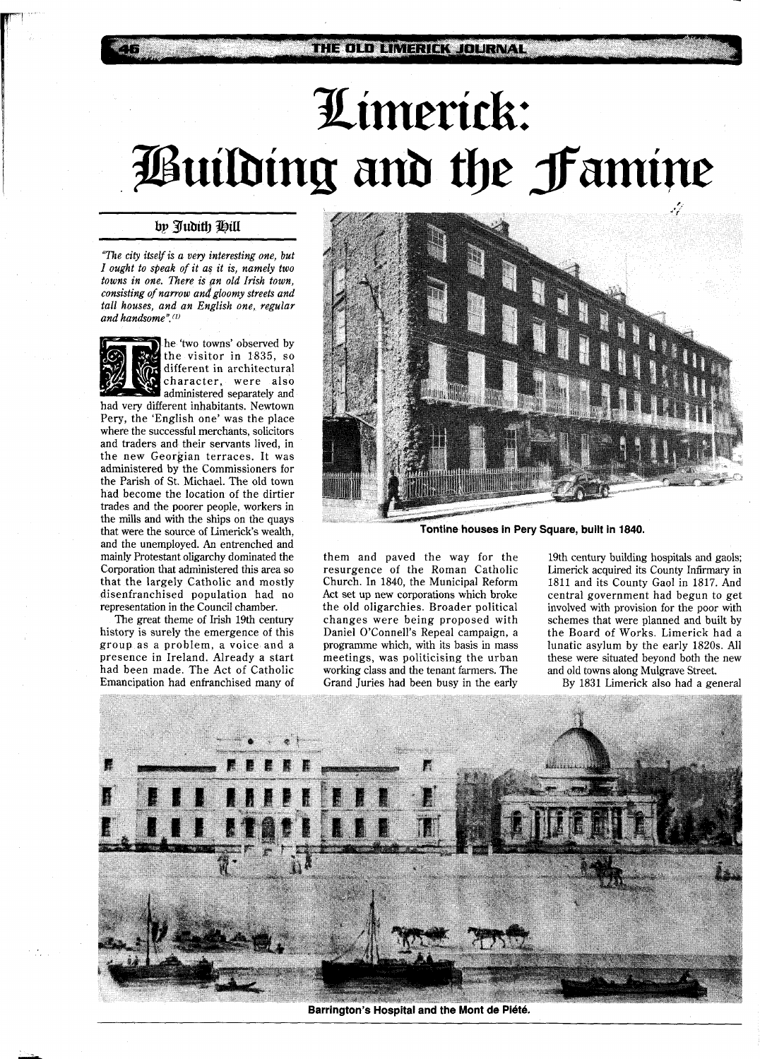# Limerick: Building and the Famine

by Judith Hill

*"The city itself is a very interesting one, but I ought to speak of it as it is, namely two towns in one. There is an old Irish town, consisting of narrow and gloomy streets and tall houses, and an English one, regular and handsome".*[1]

The 'two towns' observed by the visitor in 1835, so different in architectural character, were also administered separately and had very different inhabitants. Newtown Pery, the 'English one' was the place where the successful merchants, solicitors and traders and their servants lived, in the new Georgian terraces. It was administered by the Commissioners for the Parish of St. Michael. The old town had become the location of the dirtier trades and the poorer people, workers in the mills and with the ships on the quays that were the source of Limerick's wealth, and the unemployed. An entrenched and mainly Protestant oligarchy dominated the Corporation that administered this area so that the largely Catholic and mostly disenfranchised population had no representation in the Council chamber.

The great theme of Irish 19th century history is surely the emergence of this group as a problem, a voice and a presence in Ireland. Already a start had been made. The Act of Catholic Emancipation had enfranchised many of them and paved the way for the resurgence of the Roman Catholic Church. In 1840, the Municipal Reform Act set up new corporations which broke the old oligarchies. Broader political changes were being proposed with Daniel O'Connell's Repeal campaign, a programme which, with its basis in mass meetings, was politicising the urban working class and the tenant farmers. The Grand Juries had been busy in the early 19th century building hospitals and gaols; Limerick acquired its County Infirmary in 1811 and its County Gaol in 1817. And central government had begun to get involved with provision for the poor with schemes that were planned and built by the Board of Works. Limerick had a lunatic asylum by the early 1820s. All these were situated beyond both the new and old towns along Mulgrave Street.

By 1831 Limerick also had a general

**Tontine houses in Pery Square, built in 1840.**

**Barrington's Hospital and the Mont de Piété.**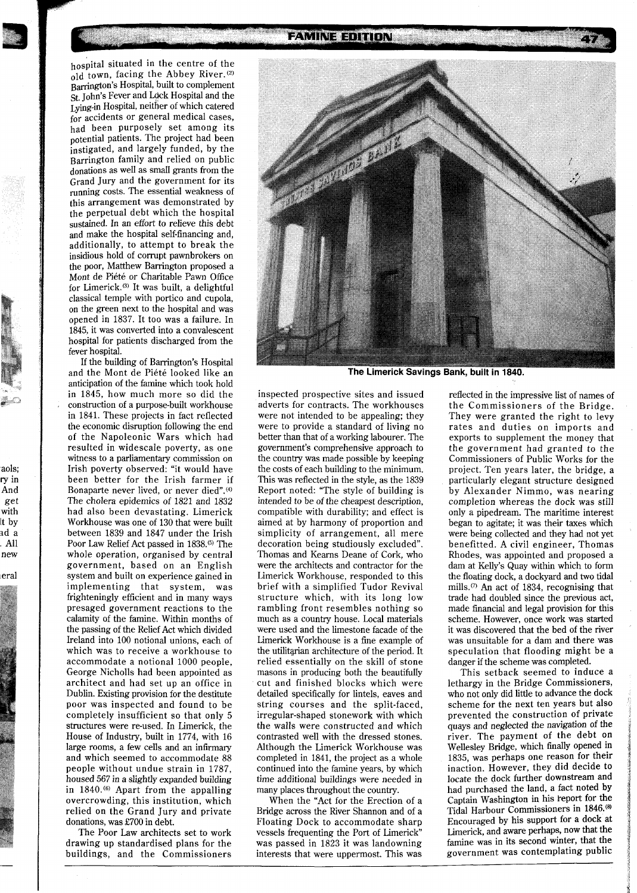hospital situated in the centre of the old town, facing the Abbey River.[2] Barrington's Hospital, built to complement St. John's Fever and Lock Hospital and the Lying-in Hospital, neither of which catered for accidents or general medical cases, had been purposely set among its potential patients. The project had been instigated, and largely funded, by the Barrington family and relied on public donations as well as small grants from the Grand Jury and the government for its running costs. The essential weakness of this arrangement was demonstrated by the perpetual debt which the hospital sustained. In an effort to relieve this debt and make the hospital self-financing and, additionally, to attempt to break the insidious hold of corrupt pawnbrokers on the poor, Matthew Barrington proposed a Mont de Piété or Charitable Pawn Office for Limerick.[3] It was built, a delightful classical temple with portico and cupola, on the green next to the hospital and was opened in 1837. It too was a failure. In 1845, it was converted into a convalescent hospital for patients discharged from the fever hospital.

If the building of Barrington's Hospital and the Mont de Piété looked like an anticipation of the famine which took hold in 1845, how much more so did the construction of a purpose-built workhouse in 1841. These projects in fact reflected the economic disruption following the end of the Napoleonic Wars which had resulted in widescale poverty, as one witness to a parliamentary commission on Irish poverty observed: "it would have been better for the Irish farmer if Bonaparte never lived, or never died".[4] The cholera epidemics of 1821 and 1832 had also been devastating. Limerick Workhouse was one of 130 that were built between 1839 and 1847 under the Irish Poor Law Relief Act passed in 1838.[5] The whole operation, organised by central government, based on an English system and built on experience gained in implementing that system, was frighteningly efficient and in many ways presaged government reactions to the calamity of the famine. Within months of the passing of the Relief Act which divided Ireland into 100 notional unions, each of which was to receive a workhouse to accommodate a notional 1000 people, George Nicholls had been appointed as architect and had set up an office in Dublin. Existing provision for the destitute poor was inspected and found to be completely insufficient so that only 5 structures were re-used. In Limerick, the House of Industry, built in 1774, with 16 large rooms, a few cells and an infirmary and which seemed to accommodate 88 people without undue strain in 1787, housed 567 in a slightly expanded building in 1840.[6] Apart from the appalling overcrowding, this institution, which relied on the Grand Jury and private donations, was £700 in debt.

The Poor Law architects set to work drawing up standardised plans for the buildings, and the Commissioners inspected prospective sites and issued adverts for contracts. The workhouses were not intended to be appealing; they were to provide a standard of living no better than that of a working labourer. The government's comprehensive approach to the country was made possible by keeping the costs of each building to the minimum. This was reflected in the style, as the 1839 Report noted: "The style of building is intended to be of the cheapest description, compatible with durability; and effect is aimed at by harmony of proportion and simplicity of arrangement, all mere decoration being studiously excluded". Thomas and Kearns Deane of Cork, who were the architects and contractor for the Limerick Workhouse, responded to this brief with a simplified Tudor Revival structure which, with its long low rambling front resembles nothing so much as a country house. Local materials were used and the limestone facade of the Limerick Workhouse is a fine example of the utilitarian architecture of the period. It relied essentially on the skill of stone masons in producing both the beautifully cut and finished blocks which were detailed specifically for lintels, eaves and string courses and the split-faced, irregular-shaped stonework with which the walls were constructed and which contrasted well with the dressed stones. Although the Limerick Workhouse was completed in 1841, the project as a whole continued into the famine years, by which time additional buildings were needed in many places throughout the country.

**The Limerick Savings Bank, built in 1840.**

When the "Act for the Erection of a Bridge across the River Shannon and of a Floating Dock to accommodate sharp vessels frequenting the Port of Limerick" was passed in 1823 it was landowning interests that were uppermost. This was reflected in the impressive list of names of the Commissioners of the Bridge. They were granted the right to levy rates and duties on imports and exports to supplement the money that the government had granted to the Commissioners of Public Works for the project. Ten years later, the bridge, a particularly elegant structure designed by Alexander Nimmo, was nearing completion whereas the dock was still only a pipedream. The maritime interest began to agitate; it was their taxes which were being collected and they had not yet benefitted. A civil engineer, Thomas Rhodes, was appointed and proposed a dam at Kelly's Quay within which to form the floating dock, a dockyard and two tidal mills.[7] An act of 1834, recognising that trade had doubled since the previous act, made financial and legal provision for this scheme. However, once work was started it was discovered that the bed of the river was unsuitable for a dam and there was speculation that flooding might be a danger if the scheme was completed.

This setback seemed to induce a lethargy in the Bridge Commissioners, who not only did little to advance the dock scheme for the next ten years but also prevented the construction of private quays and neglected the navigation of the river. The payment of the debt on Wellesley Bridge, which finally opened in 1835, was perhaps one reason for their inaction. However, they did decide to locate the dock further downstream and had purchased the land, a fact noted by Captain Washington in his report for the Tidal Harbour Commissioners in 1846.[8] Encouraged by his support for a dock at Limerick, and aware perhaps, now that the famine was in its second winter, that the government was contemplating public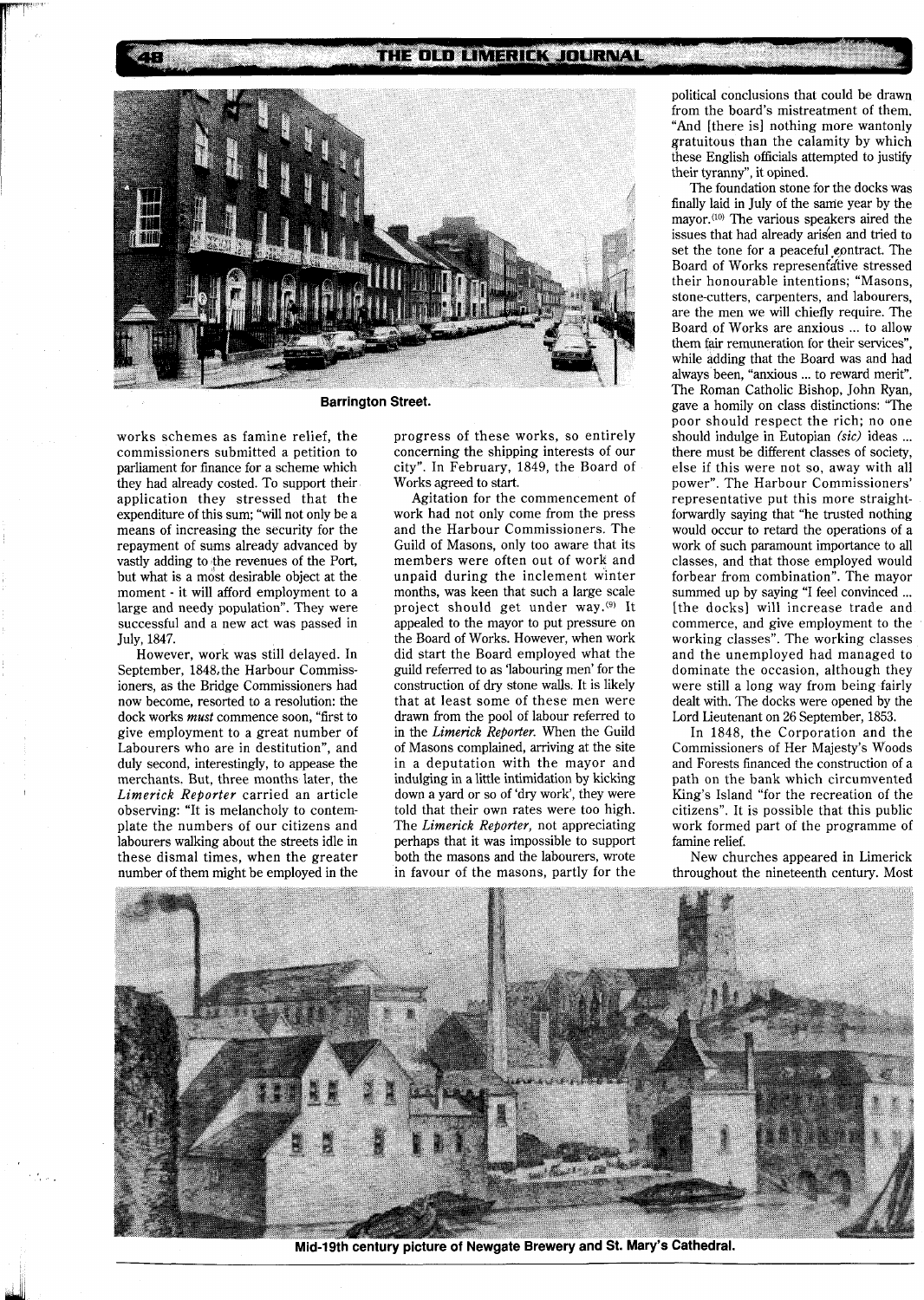**Barrington Street.**

works schemes as famine relief, the commissioners submitted a petition to parliament for finance for a scheme which they had already costed. To support their application they stressed that the expenditure of this sum; "will not only be a means of increasing the security for the repayment of sums already advanced by vastly adding to the revenues of the Port, but what is a most desirable object at the moment - it will afford employment to a large and needy population". They were successful and a new act was passed in July, 1847.

However, work was still delayed. In September, 1848, the Harbour Commissioners, as the Bridge Commissioners had now become, resorted to a resolution: the dock works *must* commence soon, "first to give employment to a great number of Labourers who are in destitution", and duly second, interestingly, to appease the merchants. But, three months later, the *Limerick Reporter* carried an article observing: "It is melancholy to contemplate the numbers of our citizens and labourers walking about the streets idle in these dismal times, when the greater number of them might be employed in the progress of these works, so entirely concerning the shipping interests of our city". In February, 1849, the Board of Works agreed to start.

Agitation for the commencement of work had not only come from the press and the Harbour Commissioners. The Guild of Masons, only too aware that its members were often out of work and unpaid during the inclement winter months, was keen that such a large scale project should get under way.[9] It appealed to the mayor to put pressure on the Board of Works. However, when work did start the Board employed what the guild referred to as 'labouring men' for the construction of dry stone walls. It is likely that at least some of these men were drawn from the pool of labour referred to in the *Limerick Reporter*. When the Guild of Masons complained, arriving at the site in a deputation with the mayor and indulging in a little intimidation by kicking down a yard or so of 'dry work', they were told that their own rates were too high. The *Limerick Reporter*, not appreciating perhaps that it was impossible to support both the masons and the labourers, wrote in favour of the masons, partly for the political conclusions that could be drawn from the board's mistreatment of them. "And [there is] nothing more wantonly gratuitous than the calamity by which these English officials attempted to justify their tyranny", it opined.

The foundation stone for the docks was finally laid in July of the same year by the mayor.[10] The various speakers aired the issues that had already arisen and tried to set the tone for a peaceful contract. The Board of Works representative stressed their honourable intentions; "Masons, stone-cutters, carpenters, and labourers, are the men we will chiefly require. The Board of Works are anxious ... to allow them fair remuneration for their services", while adding that the Board was and had always been, "anxious ... to reward merit". The Roman Catholic Bishop, John Ryan, gave a homily on class distinctions: "The poor should respect the rich; no one should indulge in Eutopian *(sic)* ideas ... there must be different classes of society, else if this were not so, away with all power". The Harbour Commissioners' representative put this more straightforwardly saying that "he trusted nothing would occur to retard the operations of a work of such paramount importance to all classes, and that those employed would forbear from combination". The mayor summed up by saying "I feel convinced ... [the docks] will increase trade and commerce, and give employment to the working classes". The working classes and the unemployed had managed to dominate the occasion, although they were still a long way from being fairly dealt with. The docks were opened by the Lord Lieutenant on 26 September, 1853.

In 1848, the Corporation and the Commissioners of Her Majesty's Woods and Forests financed the construction of a path on the bank which circumvented King's Island "for the recreation of the citizens". It is possible that this public work formed part of the programme of famine relief.

New churches appeared in Limerick throughout the nineteenth century. Most

**Mid-19th century picture of Newgate Brewery and St. Mary's Cathedral.**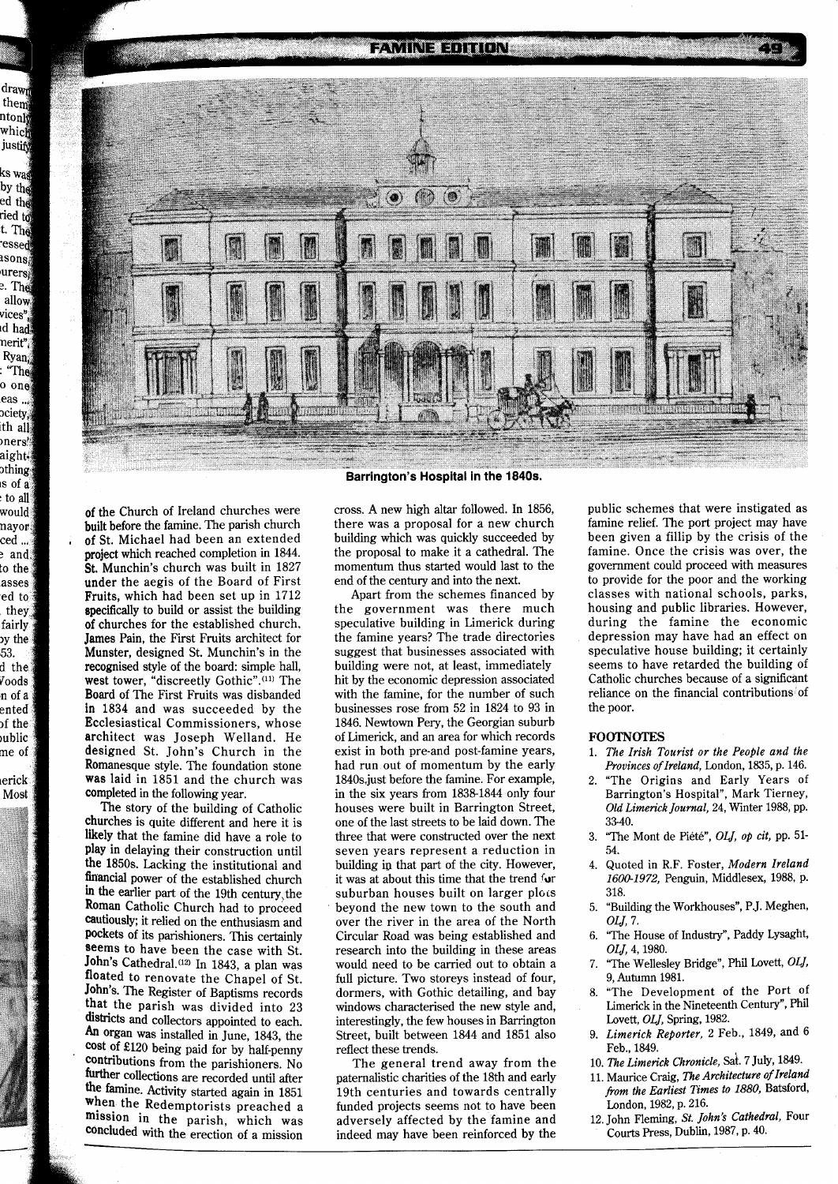Barrington's Hospital in the 1840s.

of the Church of Ireland churches were built before the famine. The parish church of St. Michael had been an extended project which reached completion in 1844. St. Munchin's church was built in 1827 under the aegis of the Board of First Fruits, which had been set up in 1712 specifically to build or assist the building of churches for the established church. James Pain, the First Fruits architect for Munster, designed St. Munchin's in the recognised style of the board: simple hall, west tower, "discreetly Gothic".[11] The Board of The First Fruits was disbanded in 1834 and was succeeded by the Ecclesiastical Commissioners, whose architect was Joseph Welland. He designed St. John's Church in the Romanesque style. The foundation stone was laid in 1851 and the church was completed in the following year.

The story of the building of Catholic churches is quite different and here it is likely that the famine did have a role to play in delaying their construction until the 1850s. Lacking the institutional and financial power of the established church in the earlier part of the 19th century, the Roman Catholic Church had to proceed cautiously; it relied on the enthusiasm and pockets of its parishioners. This certainly seems to have been the case with St. John's Cathedral.[12] In 1843, a plan was floated to renovate the Chapel of St. John's. The Register of Baptisms records that the parish was divided into 23 districts and collectors appointed to each. An organ was installed in June, 1843, the cost of £120 being paid for by half-penny contributions from the parishioners. No further collections are recorded until after the famine. Activity started again in 1851 when the Redemptorists preached a mission in the parish, which was concluded with the erection of a mission cross. A new high altar followed. In 1856, there was a proposal for a new church building which was quickly succeeded by the proposal to make it a cathedral. The momentum thus started would last to the end of the century and into the next.

Apart from the schemes financed by the government was there much speculative building in Limerick during the famine years? The trade directories suggest that businesses associated with building were not, at least, immediately hit by the economic depression associated with the famine, for the number of such businesses rose from 52 in 1824 to 93 in 1846. Newtown Pery, the Georgian suburb of Limerick, and an area for which records exist in both pre-and post-famine years, had run out of momentum by the early 1840s,just before the famine. For example, in the six years from 1838-1844 only four houses were built in Barrington Street, one of the last streets to be laid down. The three that were constructed over the next seven years represent a reduction in building in that part of the city. However, it was at about this time that the trend for suburban houses built on larger plots beyond the new town to the south and over the river in the area of the North Circular Road was being established and research into the building in these areas would need to be carried out to obtain a full picture. Two storeys instead of four, dormers, with Gothic detailing, and bay windows characterised the new style and, interestingly, the few houses in Barrington Street, built between 1844 and 1851 also reflect these trends.

The general trend away from the paternalistic charities of the 18th and early 19th centuries and towards centrally funded projects seems not to have been adversely affected by the famine and indeed may have been reinforced by the public schemes that were instigated as famine relief. The port project may have been given a fillip by the crisis of the famine. Once the crisis was over, the government could proceed with measures to provide for the poor and the working classes with national schools, parks, housing and public libraries. However, during the famine the economic depression may have had an effect on speculative house building; it certainly seems to have retarded the building of Catholic churches because of a significant reliance on the financial contributions of the poor.

## FOOTNOTES

1. *The Irish Tourist or the People and the Provinces of Ireland*, London, 1835, p. 146.
2. "The Origins and Early Years of Barrington's Hospital", Mark Tierney, *Old Limerick Journal*, 24, Winter 1988, pp. 33-40.
3. "The Mont de Piété", *OLJ*, *op cit*, pp. 51-54.
4. Quoted in R.F. Foster, *Modern Ireland 1600-1972*, Penguin, Middlesex, 1988, p. 318.
5. "Building the Workhouses", P.J. Meghen, *OLJ*, 7.
6. "The House of Industry", Paddy Lysaght, *OLJ*, 4, 1980.
7. "The Wellesley Bridge", Phil Lovett, *OLJ*, 9, Autumn 1981.
8. "The Development of the Port of Limerick in the Nineteenth Century", Phil Lovett, *OLJ*, Spring, 1982.
9. *Limerick Reporter*, 2 Feb., 1849, and 6 Feb., 1849.
10. *The Limerick Chronicle*, Sat. 7 July, 1849.
11. Maurice Craig, *The Architecture of Ireland from the Earliest Times to 1880*, Batsford, London, 1982, p. 216.
12. John Fleming, *St. John's Cathedral*, Four Courts Press, Dublin, 1987, p. 40.